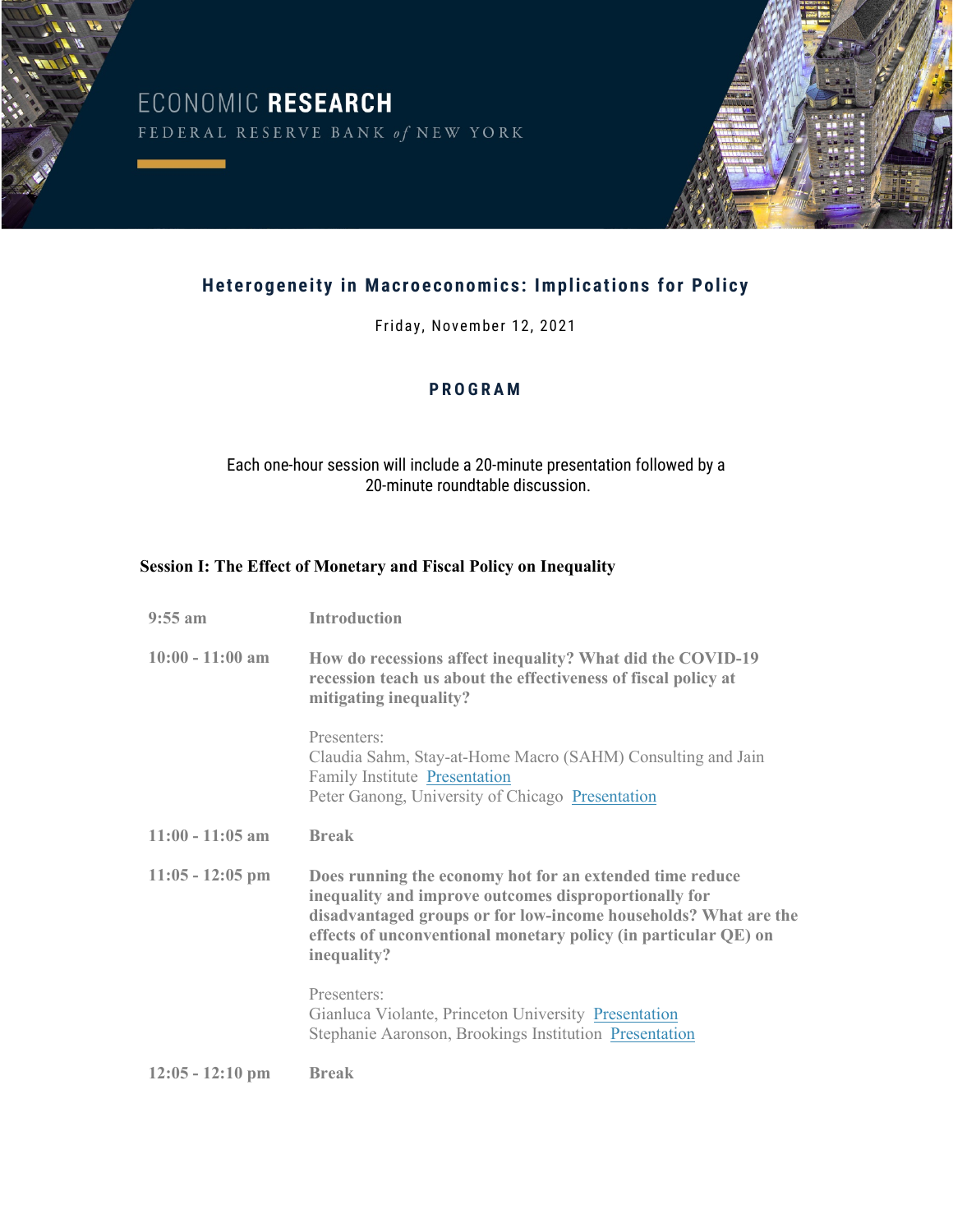ECONOMIC **RESEARCH**

FEDERAL RESERVE BANK *of* NEW YORK

# Heterogeneity in Macroeconomics: Implications for Policy

Friday, November 12, 2021

## PROGRAM

Each one-hour session will include a 20-minute presentation followed by a 20-minute roundtable discussion.

### Session I: The Effect of Monetary and Fiscal Policy on Inequality

| | |
|---|---|
| **9:55 am** | **Introduction** |
| **10:00 - 11:00 am** | **How do recessions affect inequality? What did the COVID-19 recession teach us about the effectiveness of fiscal policy at mitigating inequality?**<br><br>Presenters:<br>Claudia Sahm, Stay-at-Home Macro (SAHM) Consulting and Jain Family Institute Presentation<br>Peter Ganong, University of Chicago Presentation |
| **11:00 - 11:05 am** | **Break** |
| **11:05 - 12:05 pm** | **Does running the economy hot for an extended time reduce inequality and improve outcomes disproportionally for disadvantaged groups or for low-income households? What are the effects of unconventional monetary policy (in particular QE) on inequality?**<br><br>Presenters:<br>Gianluca Violante, Princeton University Presentation<br>Stephanie Aaronson, Brookings Institution Presentation |
| **12:05 - 12:10 pm** | **Break** |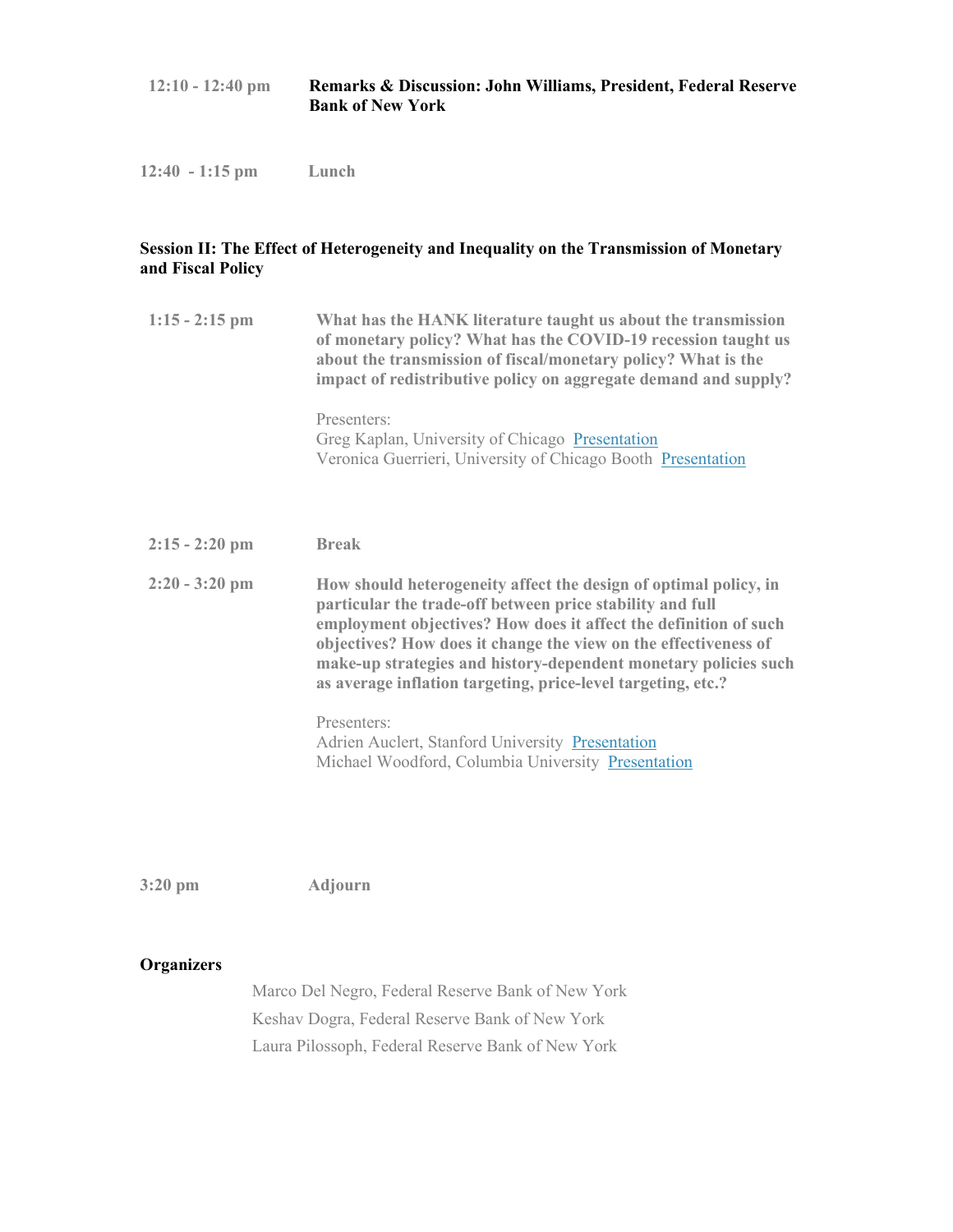**12:10 - 12:40 pm** **Remarks & Discussion: John Williams, President, Federal Reserve Bank of New York**

**12:40 - 1:15 pm** **Lunch**

**Session II: The Effect of Heterogeneity and Inequality on the Transmission of Monetary and Fiscal Policy**

**1:15 - 2:15 pm** **What has the HANK literature taught us about the transmission of monetary policy? What has the COVID-19 recession taught us about the transmission of fiscal/monetary policy? What is the impact of redistributive policy on aggregate demand and supply?**

Presenters:
Greg Kaplan, University of Chicago Presentation
Veronica Guerrieri, University of Chicago Booth Presentation

**2:15 - 2:20 pm** **Break**

**2:20 - 3:20 pm** **How should heterogeneity affect the design of optimal policy, in particular the trade-off between price stability and full employment objectives? How does it affect the definition of such objectives? How does it change the view on the effectiveness of make-up strategies and history-dependent monetary policies such as average inflation targeting, price-level targeting, etc.?**

Presenters:
Adrien Auclert, Stanford University Presentation
Michael Woodford, Columbia University Presentation

**3:20 pm** **Adjourn**

**Organizers**

Marco Del Negro, Federal Reserve Bank of New York
Keshav Dogra, Federal Reserve Bank of New York
Laura Pilossoph, Federal Reserve Bank of New York